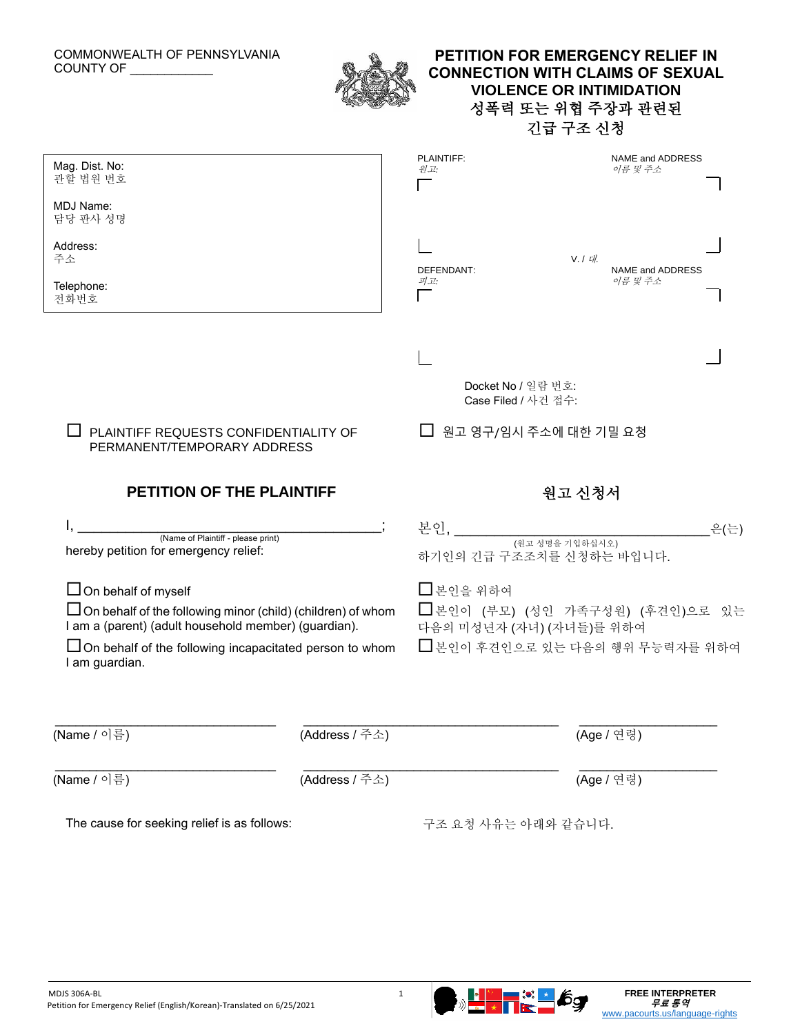COMMONWEALTH OF PENNSYLVANIA
COUNTY OF ____________

# PETITION FOR EMERGENCY RELIEF IN CONNECTION WITH CLAIMS OF SEXUAL VIOLENCE OR INTIMIDATION
# 성폭력 또는 위협 주장과 관련된 긴급 구조 신청

Mag. Dist. No:
관할 법원 번호

MDJ Name:
담당 판사 성명

Address:
주소

Telephone:
전화번호

PLAINTIFF: / *원고:* NAME and ADDRESS / *이름 및 주소*

V. / *대.*

DEFENDANT: / *피고:* NAME and ADDRESS / *이름 및 주소*

Docket No / 일람 번호:
Case Filed / 사건 접수:

☐ PLAINTIFF REQUESTS CONFIDENTIALITY OF PERMANENT/TEMPORARY ADDRESS

☐ 원고 영구/임시 주소에 대한 기밀 요청

## PETITION OF THE PLAINTIFF

I, ____________________________________________;
(Name of Plaintiff - please print)
hereby petition for emergency relief:

☐ On behalf of myself

☐ On behalf of the following minor (child) (children) of whom I am a (parent) (adult household member) (guardian).

☐ On behalf of the following incapacitated person to whom I am guardian.

## 원고 신청서

본인, ____________________________________은(는)
(원고 성명을 기입하십시오)
하기인의 긴급 구조조치를 신청하는 바입니다.

☐ 본인을 위하여

☐ 본인이 (부모) (성인 가족구성원) (후견인)으로 있는 다음의 미성년자 (자녀) (자녀들)를 위하여

☐ 본인이 후견인으로 있는 다음의 행위 무능력자를 위하여

| (Name / 이름) | (Address / 주소) | (Age / 연령) |
|---|---|---|
| | | |
| | | |

The cause for seeking relief is as follows:

구조 요청 사유는 아래와 같습니다.

MDJS 306A-BL
Petition for Emergency Relief (English/Korean)-Translated on 6/25/2021

FREE INTERPRETER
*무료 통역*
www.pacourts.us/language-rights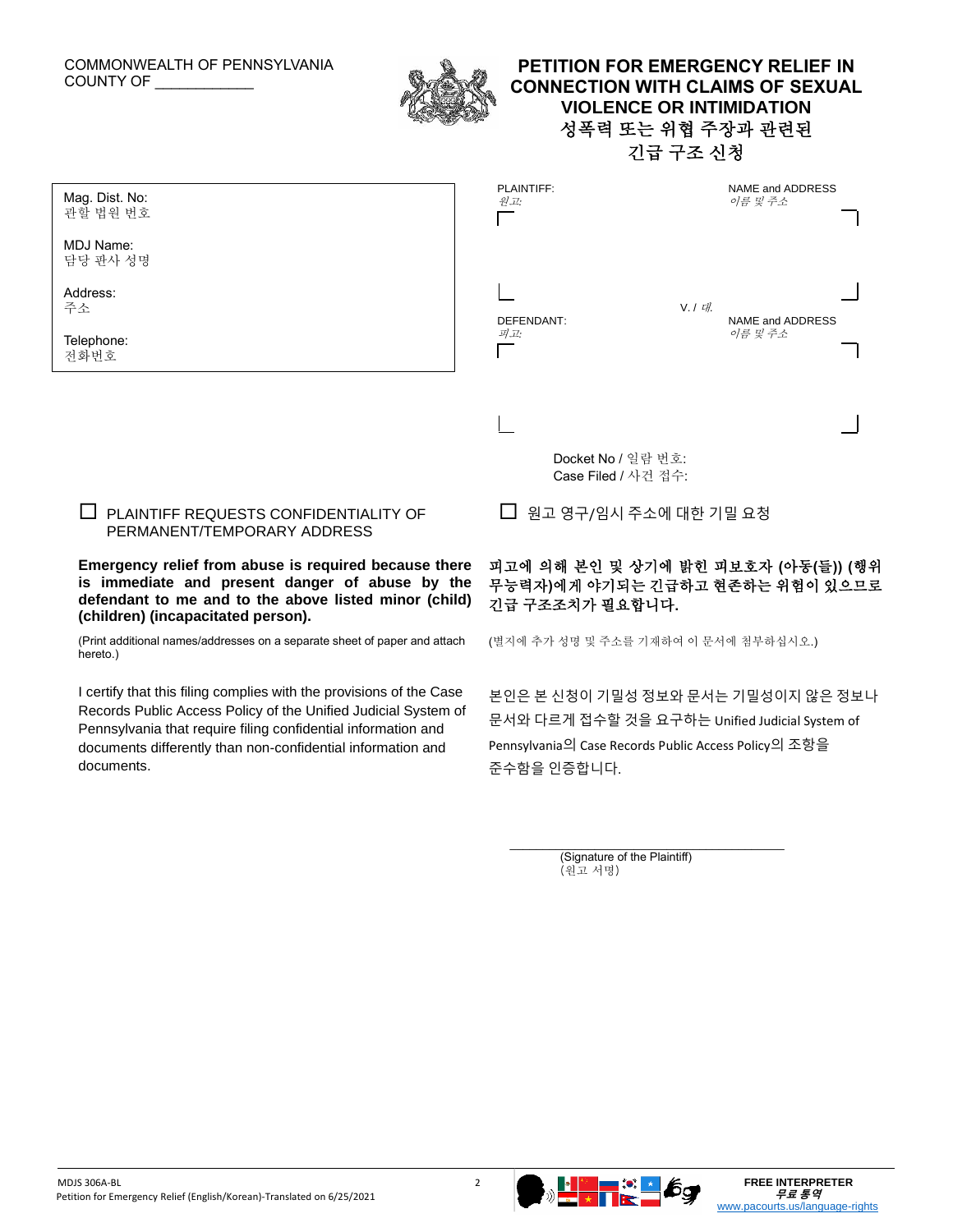COMMONWEALTH OF PENNSYLVANIA
COUNTY OF ____________

# PETITION FOR EMERGENCY RELIEF IN CONNECTION WITH CLAIMS OF SEXUAL VIOLENCE OR INTIMIDATION
# 성폭력 또는 위협 주장과 관련된 긴급 구조 신청

| | |
|---|---|
| Mag. Dist. No:<br>관할 법원 번호<br><br>MDJ Name:<br>담당 판사 성명<br><br>Address:<br>주소<br><br>Telephone:<br>전화번호 | PLAINTIFF: *원고:* NAME and ADDRESS *이름 및 주소*<br><br>V. / *대.*<br><br>DEFENDANT: *피고:* NAME and ADDRESS *이름 및 주소* |

Docket No / 일람 번호:
Case Filed / 사건 접수:

☐ PLAINTIFF REQUESTS CONFIDENTIALITY OF PERMANENT/TEMPORARY ADDRESS

☐ 원고 영구/임시 주소에 대한 기밀 요청

**Emergency relief from abuse is required because there is immediate and present danger of abuse by the defendant to me and to the above listed minor (child) (children) (incapacitated person).**

**피고에 의해 본인 및 상기에 밝힌 피보호자 (아동(들)) (행위 무능력자)에게 야기되는 긴급하고 현존하는 위협이 있으므로 긴급 구조조치가 필요합니다.**

(Print additional names/addresses on a separate sheet of paper and attach hereto.)

(별지에 추가 성명 및 주소를 기재하여 이 문서에 첨부하십시오.)

I certify that this filing complies with the provisions of the Case Records Public Access Policy of the Unified Judicial System of Pennsylvania that require filing confidential information and documents differently than non-confidential information and documents.

본인은 본 신청이 기밀성 정보와 문서는 기밀성이지 않은 정보나 문서와 다르게 접수할 것을 요구하는 Unified Judicial System of Pennsylvania의 Case Records Public Access Policy의 조항을 준수함을 인증합니다.

______________________________
(Signature of the Plaintiff)
(원고 서명)

MDJS 306A-BL
Petition for Emergency Relief (English/Korean)-Translated on 6/25/2021

**FREE INTERPRETER**
***무료 통역***
www.pacourts.us/language-rights